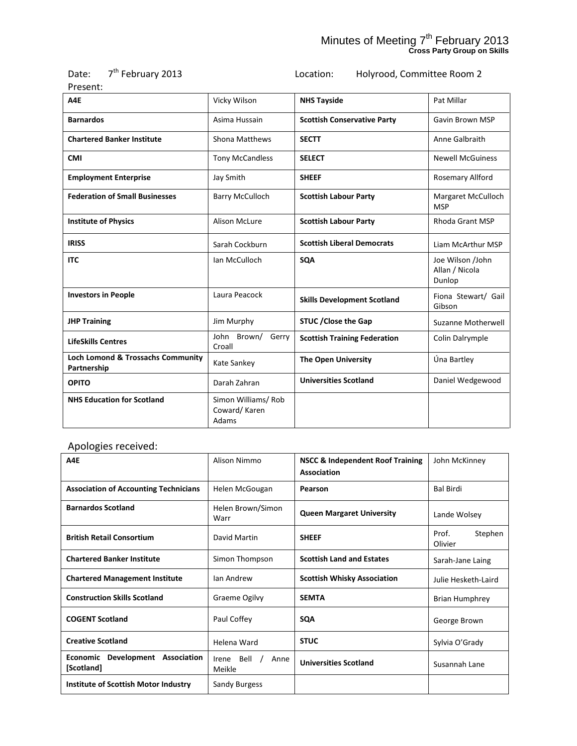# Minutes of Meeting 7th February 2013

**Cross Party Group on Skills**

Date: 7th February 2013 Location: Holyrood, Committee Room 2

Present:

| | | | |
|---|---|---|---|
| **A4E** | Vicky Wilson | **NHS Tayside** | Pat Millar |
| **Barnardos** | Asima Hussain | **Scottish Conservative Party** | Gavin Brown MSP |
| **Chartered Banker Institute** | Shona Matthews | **SECTT** | Anne Galbraith |
| **CMI** | Tony McCandless | **SELECT** | Newell McGuiness |
| **Employment Enterprise** | Jay Smith | **SHEEF** | Rosemary Allford |
| **Federation of Small Businesses** | Barry McCulloch | **Scottish Labour Party** | Margaret McCulloch MSP |
| **Institute of Physics** | Alison McLure | **Scottish Labour Party** | Rhoda Grant MSP |
| **IRISS** | Sarah Cockburn | **Scottish Liberal Democrats** | Liam McArthur MSP |
| **ITC** | Ian McCulloch | **SQA** | Joe Wilson /John Allan / Nicola Dunlop |
| **Investors in People** | Laura Peacock | **Skills Development Scotland** | Fiona Stewart/ Gail Gibson |
| **JHP Training** | Jim Murphy | **STUC /Close the Gap** | Suzanne Motherwell |
| **LifeSkills Centres** | John Brown/ Gerry Croall | **Scottish Training Federation** | Colin Dalrymple |
| **Loch Lomond & Trossachs Community Partnership** | Kate Sankey | **The Open University** | Úna Bartley |
| **OPITO** | Darah Zahran | **Universities Scotland** | Daniel Wedgewood |
| **NHS Education for Scotland** | Simon Williams/ Rob Coward/ Karen Adams | | |

Apologies received:

| | | | |
|---|---|---|---|
| **A4E** | Alison Nimmo | **NSCC & Independent Roof Training Association** | John McKinney |
| **Association of Accounting Technicians** | Helen McGougan | **Pearson** | Bal Birdi |
| **Barnardos Scotland** | Helen Brown/Simon Warr | **Queen Margaret University** | Lande Wolsey |
| **British Retail Consortium** | David Martin | **SHEEF** | Prof. Stephen Olivier |
| **Chartered Banker Institute** | Simon Thompson | **Scottish Land and Estates** | Sarah-Jane Laing |
| **Chartered Management Institute** | Ian Andrew | **Scottish Whisky Association** | Julie Hesketh-Laird |
| **Construction Skills Scotland** | Graeme Ogilvy | **SEMTA** | Brian Humphrey |
| **COGENT Scotland** | Paul Coffey | **SQA** | George Brown |
| **Creative Scotland** | Helena Ward | **STUC** | Sylvia O'Grady |
| **Economic Development Association [Scotland]** | Irene Bell / Anne Meikle | **Universities Scotland** | Susannah Lane |
| **Institute of Scottish Motor Industry** | Sandy Burgess | | |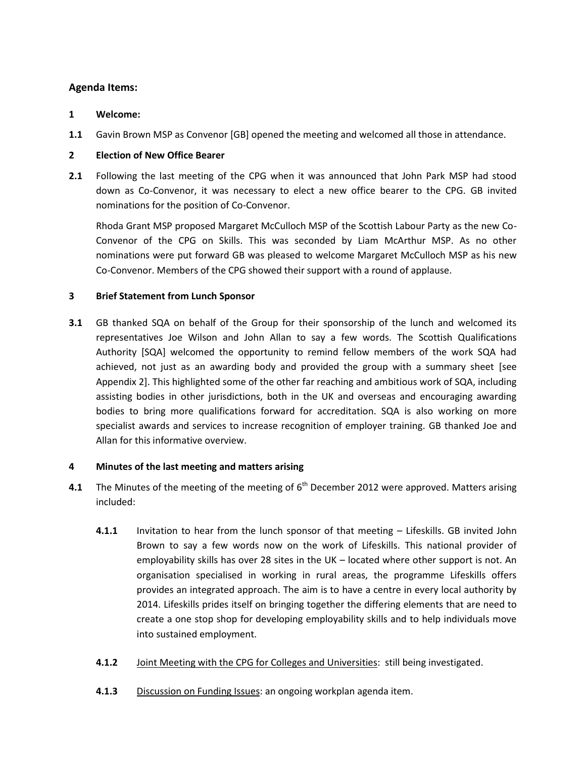## Agenda Items:

**1 Welcome:**

**1.1** Gavin Brown MSP as Convenor [GB] opened the meeting and welcomed all those in attendance.

**2 Election of New Office Bearer**

**2.1** Following the last meeting of the CPG when it was announced that John Park MSP had stood down as Co-Convenor, it was necessary to elect a new office bearer to the CPG. GB invited nominations for the position of Co-Convenor.

Rhoda Grant MSP proposed Margaret McCulloch MSP of the Scottish Labour Party as the new Co-Convenor of the CPG on Skills. This was seconded by Liam McArthur MSP. As no other nominations were put forward GB was pleased to welcome Margaret McCulloch MSP as his new Co-Convenor. Members of the CPG showed their support with a round of applause.

**3 Brief Statement from Lunch Sponsor**

**3.1** GB thanked SQA on behalf of the Group for their sponsorship of the lunch and welcomed its representatives Joe Wilson and John Allan to say a few words. The Scottish Qualifications Authority [SQA] welcomed the opportunity to remind fellow members of the work SQA had achieved, not just as an awarding body and provided the group with a summary sheet [see Appendix 2]. This highlighted some of the other far reaching and ambitious work of SQA, including assisting bodies in other jurisdictions, both in the UK and overseas and encouraging awarding bodies to bring more qualifications forward for accreditation. SQA is also working on more specialist awards and services to increase recognition of employer training. GB thanked Joe and Allan for this informative overview.

**4 Minutes of the last meeting and matters arising**

**4.1** The Minutes of the meeting of the meeting of 6th December 2012 were approved. Matters arising included:

**4.1.1** Invitation to hear from the lunch sponsor of that meeting – Lifeskills. GB invited John Brown to say a few words now on the work of Lifeskills. This national provider of employability skills has over 28 sites in the UK – located where other support is not. An organisation specialised in working in rural areas, the programme Lifeskills offers provides an integrated approach. The aim is to have a centre in every local authority by 2014. Lifeskills prides itself on bringing together the differing elements that are need to create a one stop shop for developing employability skills and to help individuals move into sustained employment.

**4.1.2** Joint Meeting with the CPG for Colleges and Universities: still being investigated.

**4.1.3** Discussion on Funding Issues: an ongoing workplan agenda item.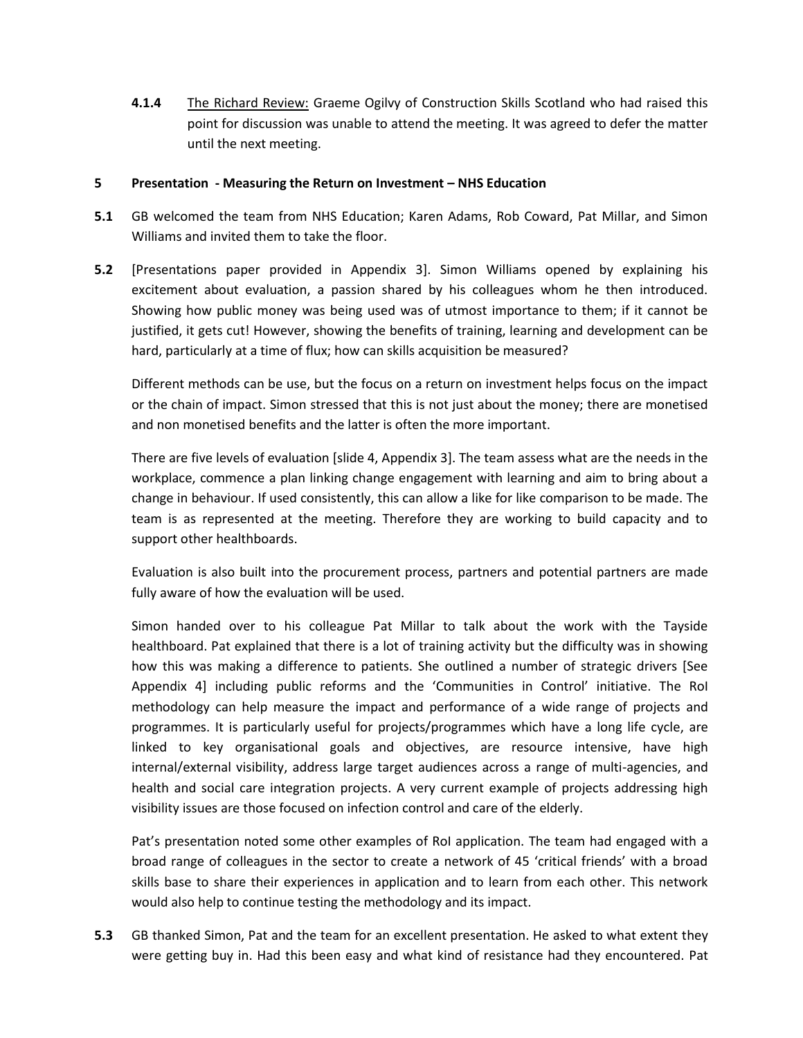**4.1.4** <u>The Richard Review:</u> Graeme Ogilvy of Construction Skills Scotland who had raised this point for discussion was unable to attend the meeting. It was agreed to defer the matter until the next meeting.

**5 Presentation - Measuring the Return on Investment – NHS Education**

**5.1** GB welcomed the team from NHS Education; Karen Adams, Rob Coward, Pat Millar, and Simon Williams and invited them to take the floor.

**5.2** [Presentations paper provided in Appendix 3]. Simon Williams opened by explaining his excitement about evaluation, a passion shared by his colleagues whom he then introduced. Showing how public money was being used was of utmost importance to them; if it cannot be justified, it gets cut! However, showing the benefits of training, learning and development can be hard, particularly at a time of flux; how can skills acquisition be measured?

Different methods can be use, but the focus on a return on investment helps focus on the impact or the chain of impact. Simon stressed that this is not just about the money; there are monetised and non monetised benefits and the latter is often the more important.

There are five levels of evaluation [slide 4, Appendix 3]. The team assess what are the needs in the workplace, commence a plan linking change engagement with learning and aim to bring about a change in behaviour. If used consistently, this can allow a like for like comparison to be made. The team is as represented at the meeting. Therefore they are working to build capacity and to support other healthboards.

Evaluation is also built into the procurement process, partners and potential partners are made fully aware of how the evaluation will be used.

Simon handed over to his colleague Pat Millar to talk about the work with the Tayside healthboard. Pat explained that there is a lot of training activity but the difficulty was in showing how this was making a difference to patients. She outlined a number of strategic drivers [See Appendix 4] including public reforms and the 'Communities in Control' initiative. The RoI methodology can help measure the impact and performance of a wide range of projects and programmes. It is particularly useful for projects/programmes which have a long life cycle, are linked to key organisational goals and objectives, are resource intensive, have high internal/external visibility, address large target audiences across a range of multi-agencies, and health and social care integration projects. A very current example of projects addressing high visibility issues are those focused on infection control and care of the elderly.

Pat's presentation noted some other examples of RoI application. The team had engaged with a broad range of colleagues in the sector to create a network of 45 'critical friends' with a broad skills base to share their experiences in application and to learn from each other. This network would also help to continue testing the methodology and its impact.

**5.3** GB thanked Simon, Pat and the team for an excellent presentation. He asked to what extent they were getting buy in. Had this been easy and what kind of resistance had they encountered. Pat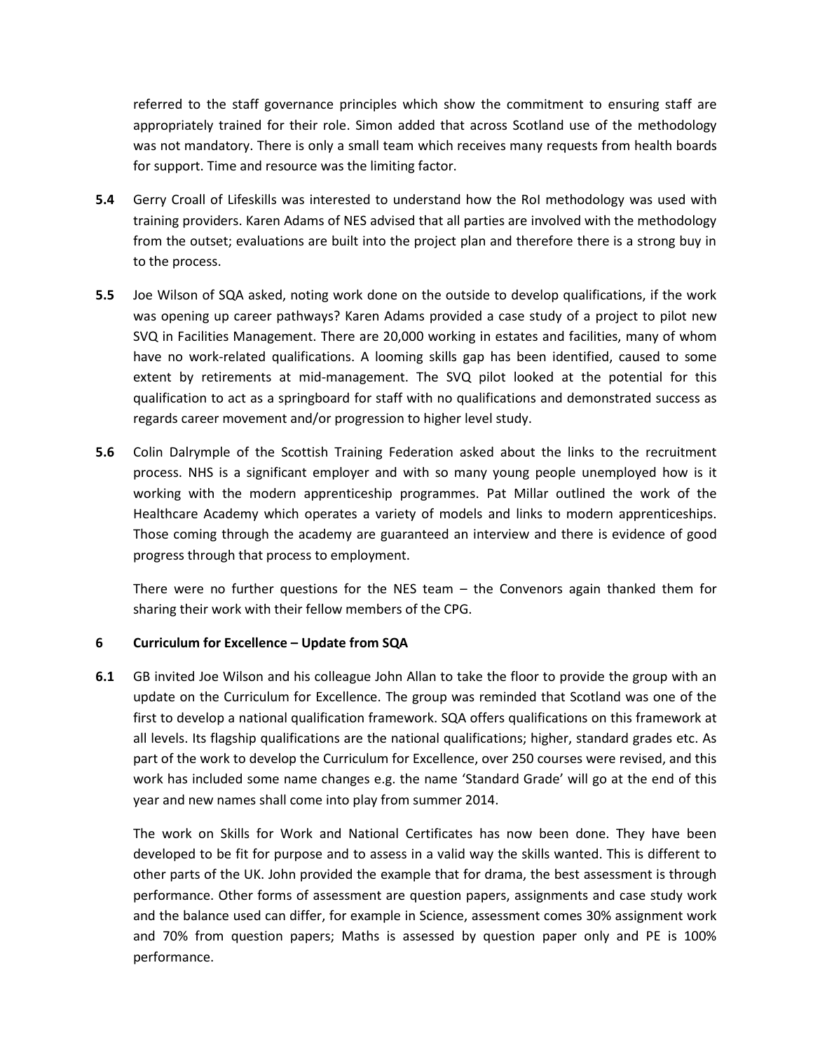referred to the staff governance principles which show the commitment to ensuring staff are appropriately trained for their role. Simon added that across Scotland use of the methodology was not mandatory. There is only a small team which receives many requests from health boards for support. Time and resource was the limiting factor.

**5.4** Gerry Croall of Lifeskills was interested to understand how the RoI methodology was used with training providers. Karen Adams of NES advised that all parties are involved with the methodology from the outset; evaluations are built into the project plan and therefore there is a strong buy in to the process.

**5.5** Joe Wilson of SQA asked, noting work done on the outside to develop qualifications, if the work was opening up career pathways? Karen Adams provided a case study of a project to pilot new SVQ in Facilities Management. There are 20,000 working in estates and facilities, many of whom have no work-related qualifications. A looming skills gap has been identified, caused to some extent by retirements at mid-management. The SVQ pilot looked at the potential for this qualification to act as a springboard for staff with no qualifications and demonstrated success as regards career movement and/or progression to higher level study.

**5.6** Colin Dalrymple of the Scottish Training Federation asked about the links to the recruitment process. NHS is a significant employer and with so many young people unemployed how is it working with the modern apprenticeship programmes. Pat Millar outlined the work of the Healthcare Academy which operates a variety of models and links to modern apprenticeships. Those coming through the academy are guaranteed an interview and there is evidence of good progress through that process to employment.

There were no further questions for the NES team – the Convenors again thanked them for sharing their work with their fellow members of the CPG.

**6 Curriculum for Excellence – Update from SQA**

**6.1** GB invited Joe Wilson and his colleague John Allan to take the floor to provide the group with an update on the Curriculum for Excellence. The group was reminded that Scotland was one of the first to develop a national qualification framework. SQA offers qualifications on this framework at all levels. Its flagship qualifications are the national qualifications; higher, standard grades etc. As part of the work to develop the Curriculum for Excellence, over 250 courses were revised, and this work has included some name changes e.g. the name 'Standard Grade' will go at the end of this year and new names shall come into play from summer 2014.

The work on Skills for Work and National Certificates has now been done. They have been developed to be fit for purpose and to assess in a valid way the skills wanted. This is different to other parts of the UK. John provided the example that for drama, the best assessment is through performance. Other forms of assessment are question papers, assignments and case study work and the balance used can differ, for example in Science, assessment comes 30% assignment work and 70% from question papers; Maths is assessed by question paper only and PE is 100% performance.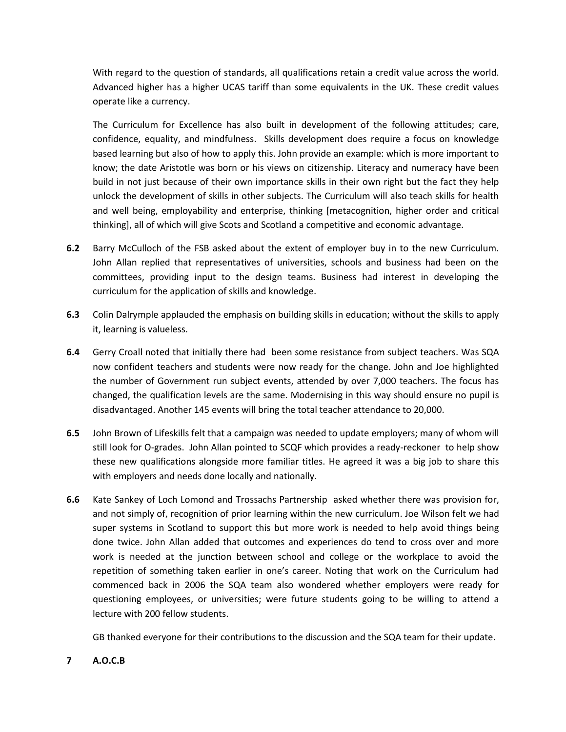With regard to the question of standards, all qualifications retain a credit value across the world. Advanced higher has a higher UCAS tariff than some equivalents in the UK. These credit values operate like a currency.

The Curriculum for Excellence has also built in development of the following attitudes; care, confidence, equality, and mindfulness. Skills development does require a focus on knowledge based learning but also of how to apply this. John provide an example: which is more important to know; the date Aristotle was born or his views on citizenship. Literacy and numeracy have been build in not just because of their own importance skills in their own right but the fact they help unlock the development of skills in other subjects. The Curriculum will also teach skills for health and well being, employability and enterprise, thinking [metacognition, higher order and critical thinking], all of which will give Scots and Scotland a competitive and economic advantage.

**6.2** Barry McCulloch of the FSB asked about the extent of employer buy in to the new Curriculum. John Allan replied that representatives of universities, schools and business had been on the committees, providing input to the design teams. Business had interest in developing the curriculum for the application of skills and knowledge.

**6.3** Colin Dalrymple applauded the emphasis on building skills in education; without the skills to apply it, learning is valueless.

**6.4** Gerry Croall noted that initially there had been some resistance from subject teachers. Was SQA now confident teachers and students were now ready for the change. John and Joe highlighted the number of Government run subject events, attended by over 7,000 teachers. The focus has changed, the qualification levels are the same. Modernising in this way should ensure no pupil is disadvantaged. Another 145 events will bring the total teacher attendance to 20,000.

**6.5** John Brown of Lifeskills felt that a campaign was needed to update employers; many of whom will still look for O-grades. John Allan pointed to SCQF which provides a ready-reckoner to help show these new qualifications alongside more familiar titles. He agreed it was a big job to share this with employers and needs done locally and nationally.

**6.6** Kate Sankey of Loch Lomond and Trossachs Partnership asked whether there was provision for, and not simply of, recognition of prior learning within the new curriculum. Joe Wilson felt we had super systems in Scotland to support this but more work is needed to help avoid things being done twice. John Allan added that outcomes and experiences do tend to cross over and more work is needed at the junction between school and college or the workplace to avoid the repetition of something taken earlier in one's career. Noting that work on the Curriculum had commenced back in 2006 the SQA team also wondered whether employers were ready for questioning employees, or universities; were future students going to be willing to attend a lecture with 200 fellow students.

GB thanked everyone for their contributions to the discussion and the SQA team for their update.

**7 A.O.C.B**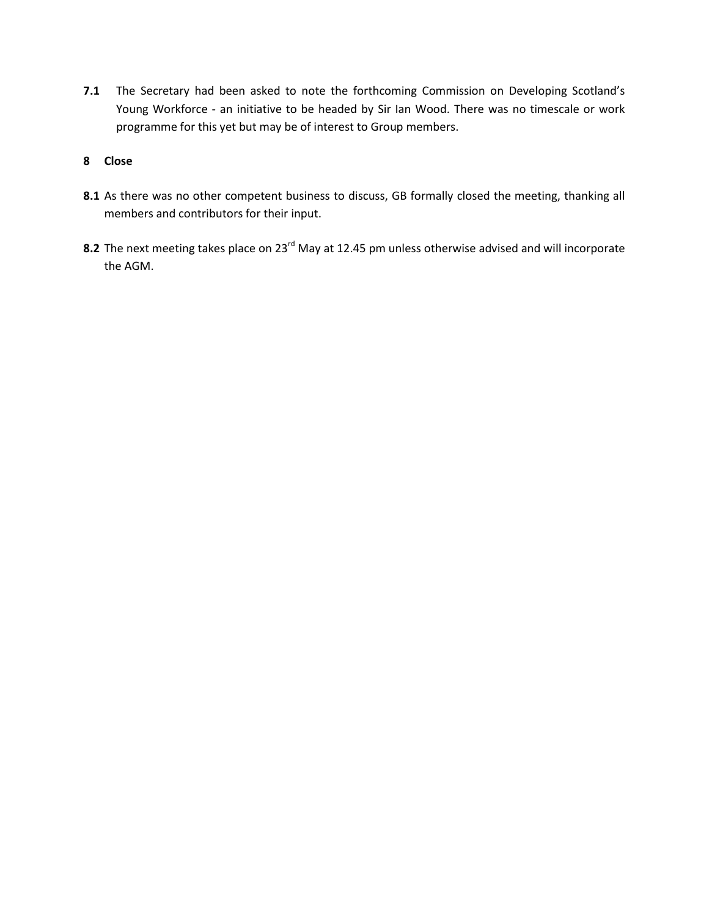**7.1** The Secretary had been asked to note the forthcoming Commission on Developing Scotland's Young Workforce - an initiative to be headed by Sir Ian Wood. There was no timescale or work programme for this yet but may be of interest to Group members.

## 8 Close

**8.1** As there was no other competent business to discuss, GB formally closed the meeting, thanking all members and contributors for their input.

**8.2** The next meeting takes place on 23rd May at 12.45 pm unless otherwise advised and will incorporate the AGM.